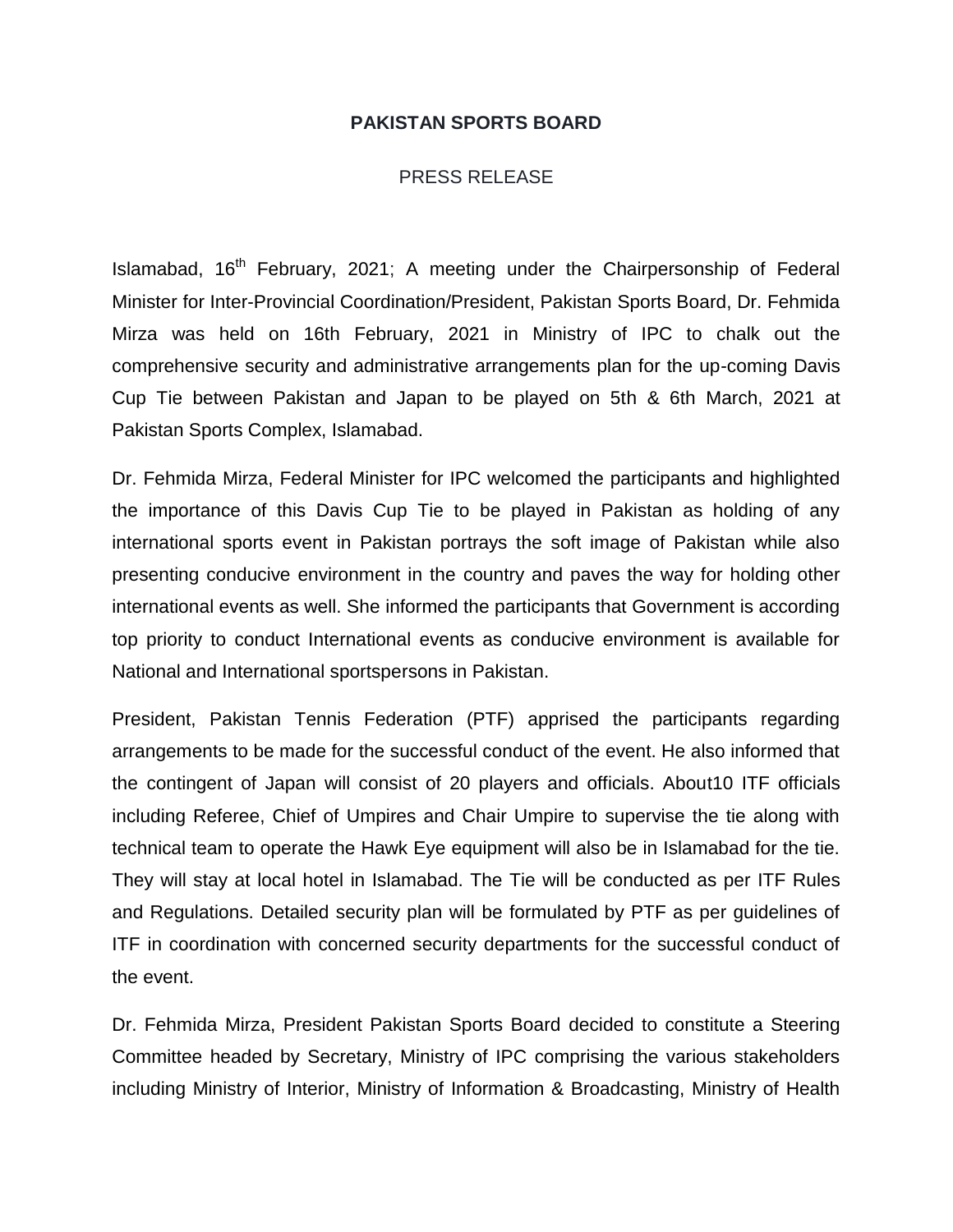**PAKISTAN SPORTS BOARD**

PRESS RELEASE

Islamabad, 16th February, 2021; A meeting under the Chairpersonship of Federal Minister for Inter-Provincial Coordination/President, Pakistan Sports Board, Dr. Fehmida Mirza was held on 16th February, 2021 in Ministry of IPC to chalk out the comprehensive security and administrative arrangements plan for the up-coming Davis Cup Tie between Pakistan and Japan to be played on 5th & 6th March, 2021 at Pakistan Sports Complex, Islamabad.

Dr. Fehmida Mirza, Federal Minister for IPC welcomed the participants and highlighted the importance of this Davis Cup Tie to be played in Pakistan as holding of any international sports event in Pakistan portrays the soft image of Pakistan while also presenting conducive environment in the country and paves the way for holding other international events as well. She informed the participants that Government is according top priority to conduct International events as conducive environment is available for National and International sportspersons in Pakistan.

President, Pakistan Tennis Federation (PTF) apprised the participants regarding arrangements to be made for the successful conduct of the event. He also informed that the contingent of Japan will consist of 20 players and officials. About10 ITF officials including Referee, Chief of Umpires and Chair Umpire to supervise the tie along with technical team to operate the Hawk Eye equipment will also be in Islamabad for the tie. They will stay at local hotel in Islamabad. The Tie will be conducted as per ITF Rules and Regulations. Detailed security plan will be formulated by PTF as per guidelines of ITF in coordination with concerned security departments for the successful conduct of the event.

Dr. Fehmida Mirza, President Pakistan Sports Board decided to constitute a Steering Committee headed by Secretary, Ministry of IPC comprising the various stakeholders including Ministry of Interior, Ministry of Information & Broadcasting, Ministry of Health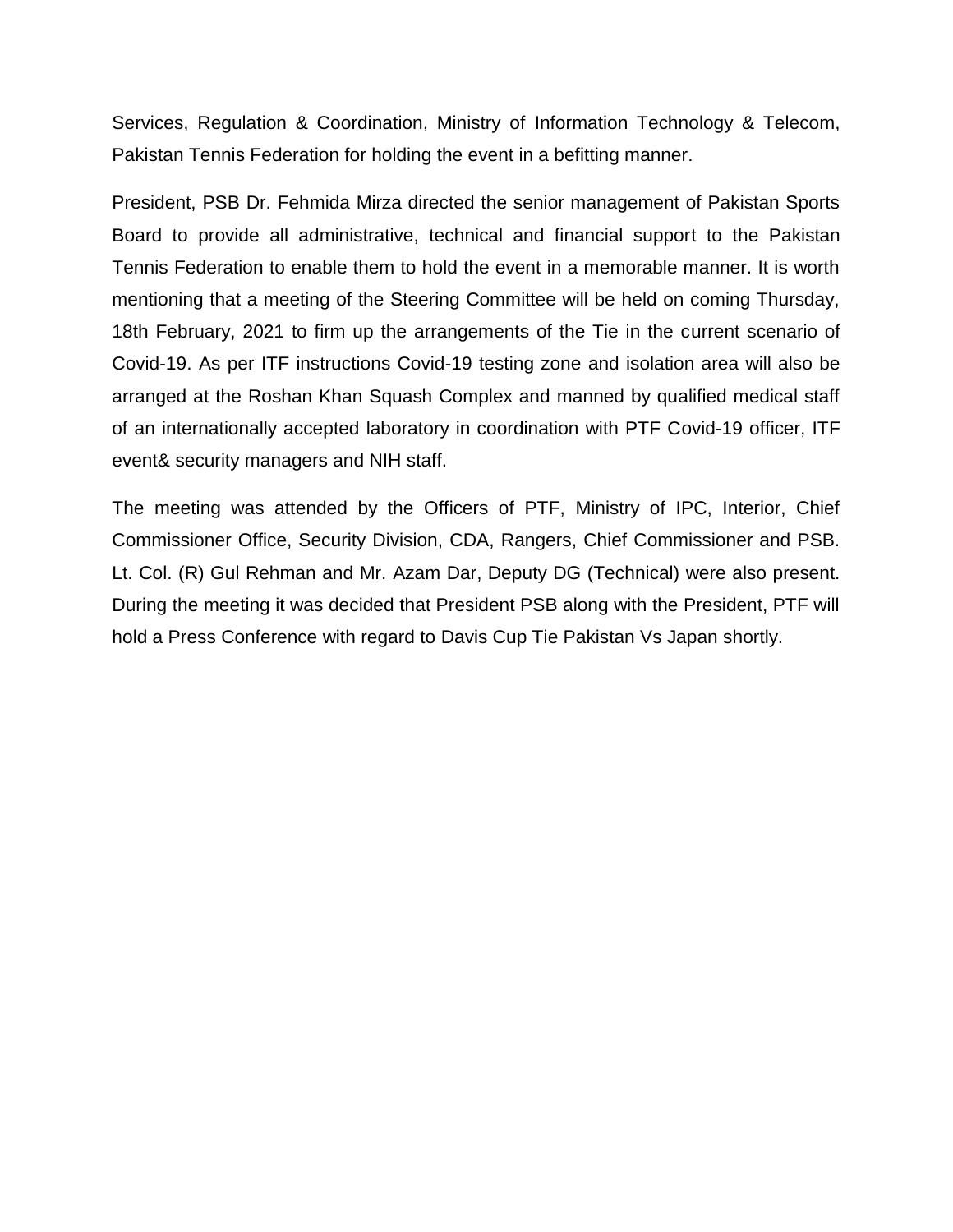Services, Regulation & Coordination, Ministry of Information Technology & Telecom, Pakistan Tennis Federation for holding the event in a befitting manner.

President, PSB Dr. Fehmida Mirza directed the senior management of Pakistan Sports Board to provide all administrative, technical and financial support to the Pakistan Tennis Federation to enable them to hold the event in a memorable manner. It is worth mentioning that a meeting of the Steering Committee will be held on coming Thursday, 18th February, 2021 to firm up the arrangements of the Tie in the current scenario of Covid-19. As per ITF instructions Covid-19 testing zone and isolation area will also be arranged at the Roshan Khan Squash Complex and manned by qualified medical staff of an internationally accepted laboratory in coordination with PTF Covid-19 officer, ITF event& security managers and NIH staff.

The meeting was attended by the Officers of PTF, Ministry of IPC, Interior, Chief Commissioner Office, Security Division, CDA, Rangers, Chief Commissioner and PSB. Lt. Col. (R) Gul Rehman and Mr. Azam Dar, Deputy DG (Technical) were also present. During the meeting it was decided that President PSB along with the President, PTF will hold a Press Conference with regard to Davis Cup Tie Pakistan Vs Japan shortly.